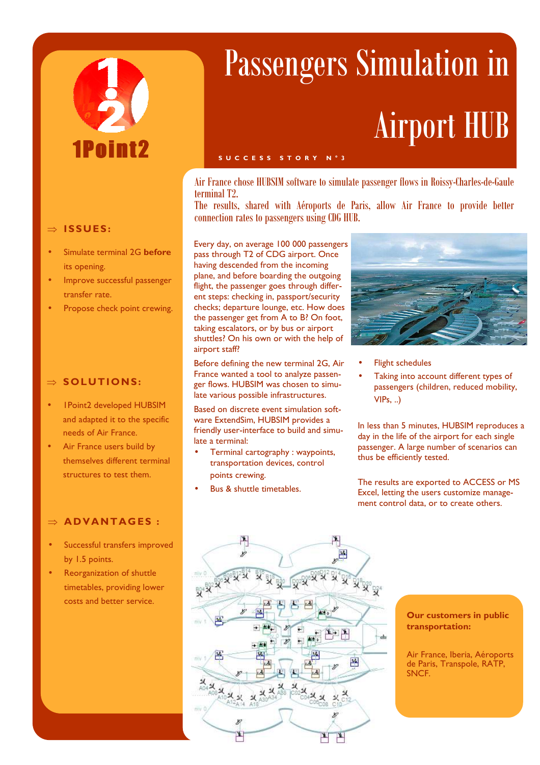1Point2

# Passengers Simulation in Airport HUB

SUCCESS STORY N°3

Air France chose HUBSIM software to simulate passenger flows in Roissy-Charles-de-Gaule terminal T2.
The results, shared with Aéroports de Paris, allow Air France to provide better connection rates to passengers using CDG HUB.

## ⇒ ISSUES:

- Simulate terminal 2G **before** its opening.
- Improve successful passenger transfer rate.
- Propose check point crewing.

## ⇒ SOLUTIONS:

- 1Point2 developed HUBSIM and adapted it to the specific needs of Air France.
- Air France users build by themselves different terminal structures to test them.

## ⇒ ADVANTAGES :

- Successful transfers improved by 1.5 points.
- Reorganization of shuttle timetables, providing lower costs and better service.

Every day, on average 100 000 passengers pass through T2 of CDG airport. Once having descended from the incoming plane, and before boarding the outgoing flight, the passenger goes through different steps: checking in, passport/security checks; departure lounge, etc. How does the passenger get from A to B? On foot, taking escalators, or by bus or airport shuttles? On his own or with the help of airport staff?

Before defining the new terminal 2G, Air France wanted a tool to analyze passenger flows. HUBSIM was chosen to simulate various possible infrastructures.

Based on discrete event simulation software ExtendSim, HUBSIM provides a friendly user-interface to build and simulate a terminal:

- Terminal cartography : waypoints, transportation devices, control points crewing.
- Bus & shuttle timetables.
- Flight schedules
- Taking into account different types of passengers (children, reduced mobility, VIPs, ..)

In less than 5 minutes, HUBSIM reproduces a day in the life of the airport for each single passenger. A large number of scenarios can thus be efficiently tested.

The results are exported to ACCESS or MS Excel, letting the users customize management control data, or to create others.

**Our customers in public transportation:**

Air France, Iberia, Aéroports de Paris, Transpole, RATP, SNCF.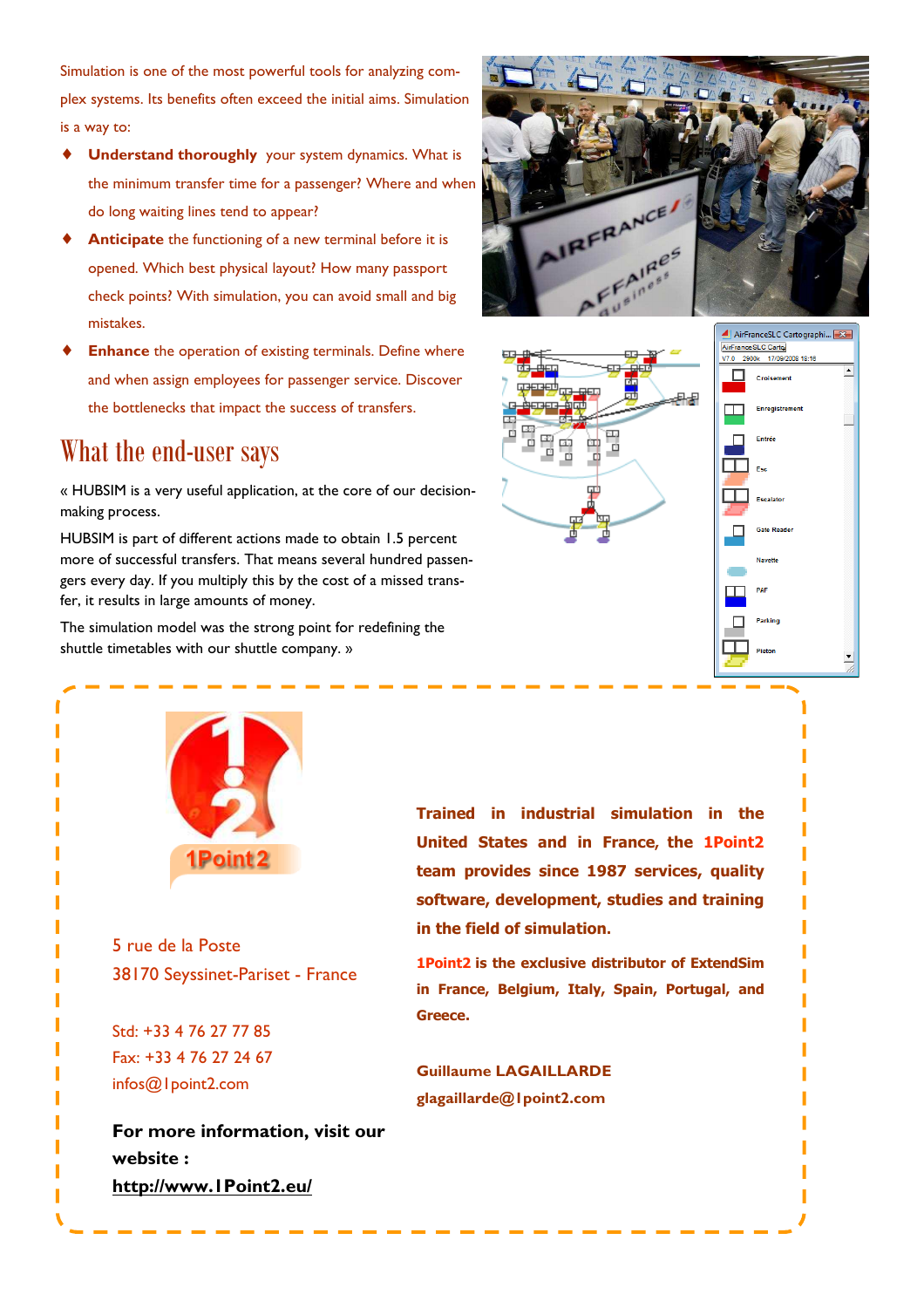Simulation is one of the most powerful tools for analyzing complex systems. Its benefits often exceed the initial aims. Simulation is a way to:

- **Understand thoroughly** your system dynamics. What is the minimum transfer time for a passenger? Where and when do long waiting lines tend to appear?
- **Anticipate** the functioning of a new terminal before it is opened. Which best physical layout? How many passport check points? With simulation, you can avoid small and big mistakes.
- **Enhance** the operation of existing terminals. Define where and when assign employees for passenger service. Discover the bottlenecks that impact the success of transfers.

## What the end-user says

« HUBSIM is a very useful application, at the core of our decision-making process.

HUBSIM is part of different actions made to obtain 1.5 percent more of successful transfers. That means several hundred passengers every day. If you multiply this by the cost of a missed transfer, it results in large amounts of money.

The simulation model was the strong point for redefining the shuttle timetables with our shuttle company. »

1Point2

5 rue de la Poste
38170 Seyssinet-Pariset - France

Std: +33 4 76 27 77 85
Fax: +33 4 76 27 24 67
infos@1point2.com

**For more information, visit our website :**
**http://www.1Point2.eu/**

**Trained in industrial simulation in the United States and in France, the 1Point2 team provides since 1987 services, quality software, development, studies and training in the field of simulation.**

**1Point2 is the exclusive distributor of ExtendSim in France, Belgium, Italy, Spain, Portugal, and Greece.**

**Guillaume LAGAILLARDE**
**glagaillarde@1point2.com**